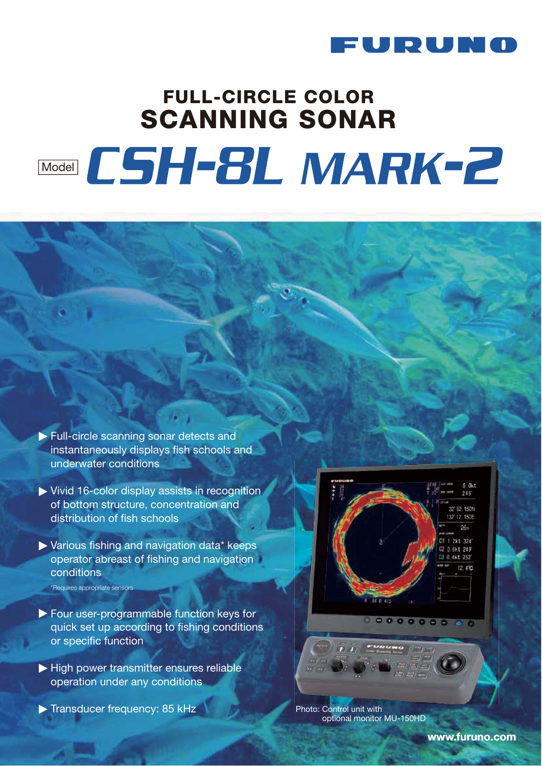FURUNO

# FULL-CIRCLE COLOR SCANNING SONAR

## Model CSH-8L MARK-2

- Full-circle scanning sonar detects and instantaneously displays fish schools and underwater conditions
- Vivid 16-color display assists in recognition of bottom structure, concentration and distribution of fish schools
- Various fishing and navigation data* keeps operator abreast of fishing and navigation conditions

  *Requires appropriate sensors

- Four user-programmable function keys for quick set up according to fishing conditions or specific function
- High power transmitter ensures reliable operation under any conditions
- Transducer frequency: 85 kHz

Photo: Control unit with optional monitor MU-150HD

www.furuno.com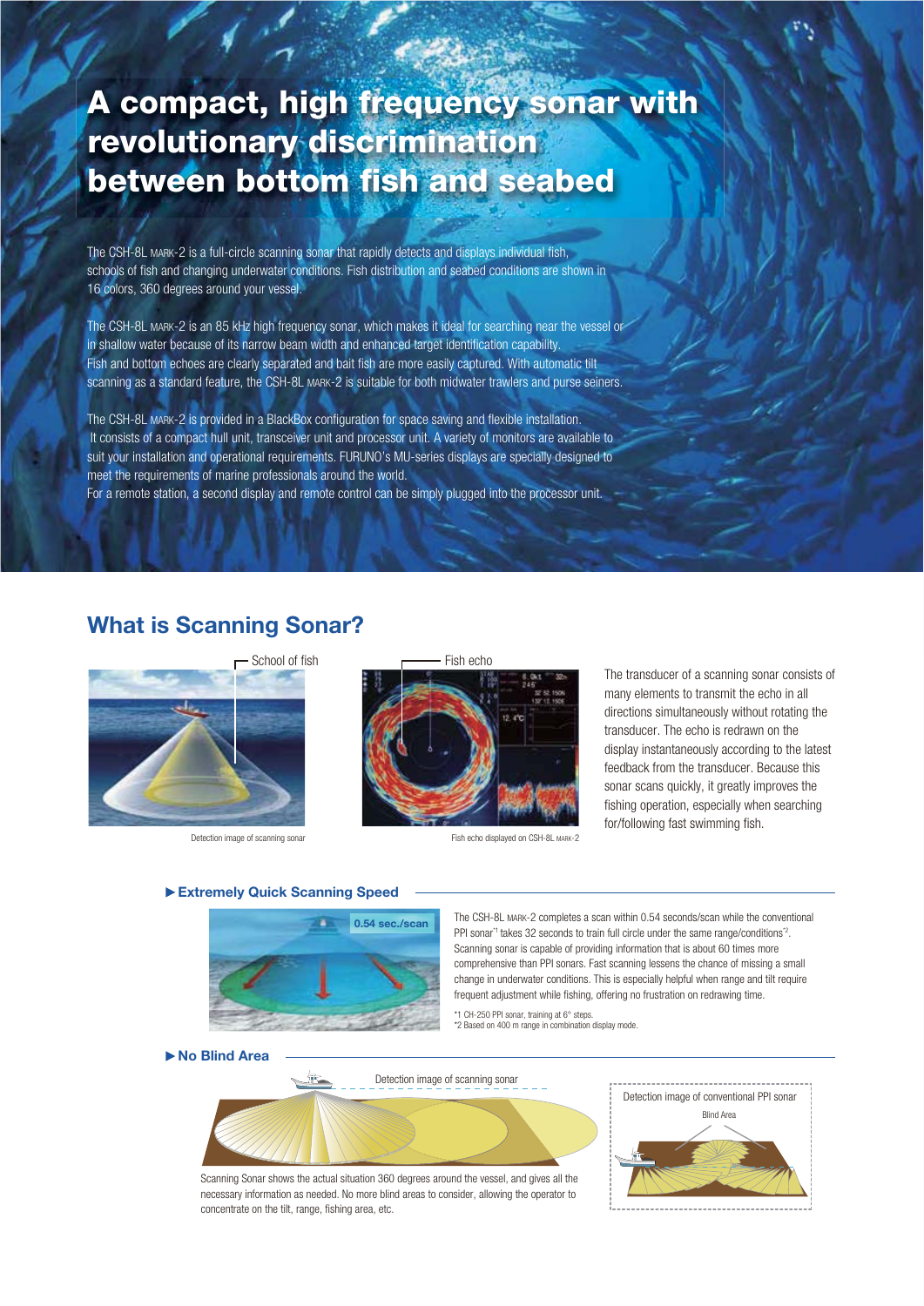# A compact, high frequency sonar with revolutionary discrimination between bottom fish and seabed

The CSH-8L MARK-2 is a full-circle scanning sonar that rapidly detects and displays individual fish, schools of fish and changing underwater conditions. Fish distribution and seabed conditions are shown in 16 colors, 360 degrees around your vessel.

The CSH-8L MARK-2 is an 85 kHz high frequency sonar, which makes it ideal for searching near the vessel or in shallow water because of its narrow beam width and enhanced target identification capability. Fish and bottom echoes are clearly separated and bait fish are more easily captured. With automatic tilt scanning as a standard feature, the CSH-8L MARK-2 is suitable for both midwater trawlers and purse seiners.

The CSH-8L MARK-2 is provided in a BlackBox configuration for space saving and flexible installation. It consists of a compact hull unit, transceiver unit and processor unit. A variety of monitors are available to suit your installation and operational requirements. FURUNO's MU-series displays are specially designed to meet the requirements of marine professionals around the world.
For a remote station, a second display and remote control can be simply plugged into the processor unit.

## What is Scanning Sonar?

School of fish

Detection image of scanning sonar

Fish echo

Fish echo displayed on CSH-8L MARK-2

The transducer of a scanning sonar consists of many elements to transmit the echo in all directions simultaneously without rotating the transducer. The echo is redrawn on the display instantaneously according to the latest feedback from the transducer. Because this sonar scans quickly, it greatly improves the fishing operation, especially when searching for/following fast swimming fish.

### ▶ Extremely Quick Scanning Speed

0.54 sec./scan

The CSH-8L MARK-2 completes a scan within 0.54 seconds/scan while the conventional PPI sonar[*1] takes 32 seconds to train full circle under the same range/conditions[*2]. Scanning sonar is capable of providing information that is about 60 times more comprehensive than PPI sonars. Fast scanning lessens the chance of missing a small change in underwater conditions. This is especially helpful when range and tilt require frequent adjustment while fishing, offering no frustration on redrawing time.

*1 CH-250 PPI sonar, training at 6° steps.
*2 Based on 400 m range in combination display mode.

### ▶ No Blind Area

Detection image of scanning sonar

Scanning Sonar shows the actual situation 360 degrees around the vessel, and gives all the necessary information as needed. No more blind areas to consider, allowing the operator to concentrate on the tilt, range, fishing area, etc.

Detection image of conventional PPI sonar

Blind Area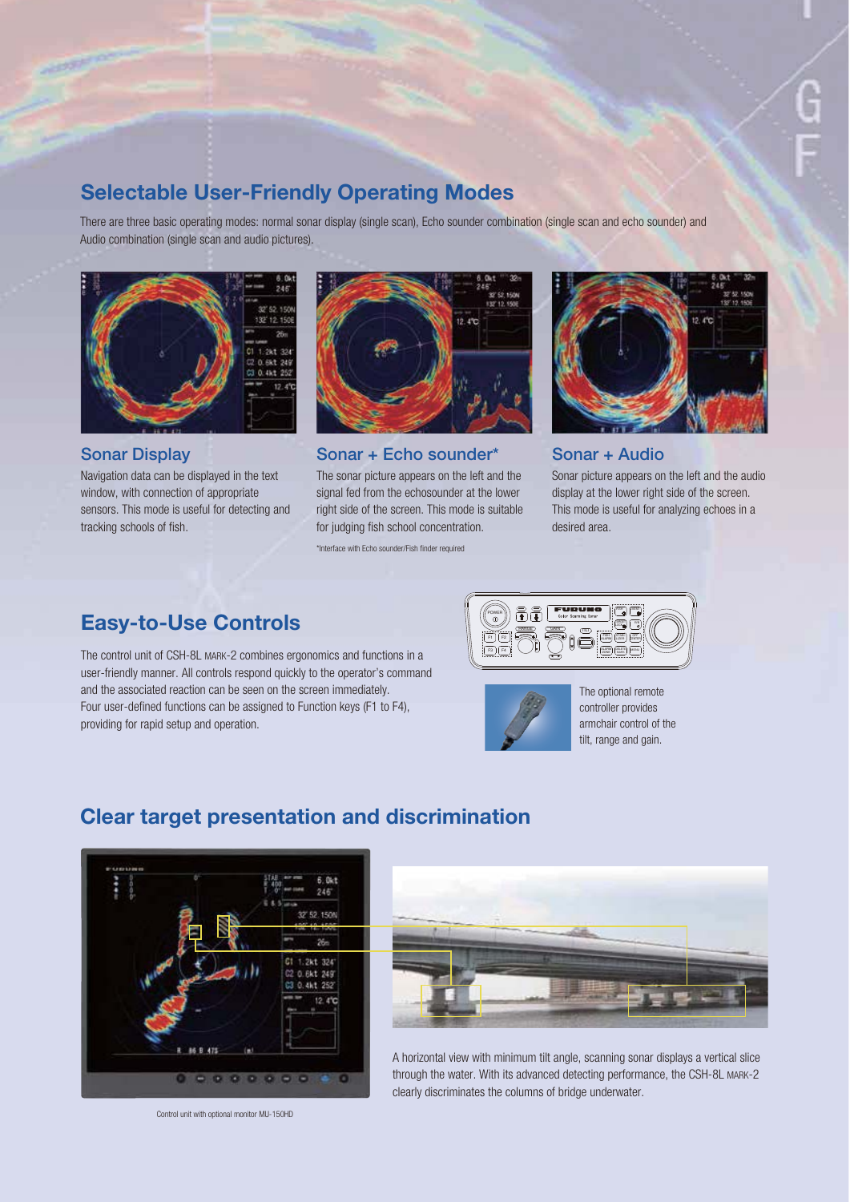## Selectable User-Friendly Operating Modes

There are three basic operating modes: normal sonar display (single scan), Echo sounder combination (single scan and echo sounder) and Audio combination (single scan and audio pictures).

### Sonar Display

Navigation data can be displayed in the text window, with connection of appropriate sensors. This mode is useful for detecting and tracking schools of fish.

### Sonar + Echo sounder*

The sonar picture appears on the left and the signal fed from the echosounder at the lower right side of the screen. This mode is suitable for judging fish school concentration.

*Interface with Echo sounder/Fish finder required

### Sonar + Audio

Sonar picture appears on the left and the audio display at the lower right side of the screen. This mode is useful for analyzing echoes in a desired area.

## Easy-to-Use Controls

The control unit of CSH-8L MARK-2 combines ergonomics and functions in a user-friendly manner. All controls respond quickly to the operator's command and the associated reaction can be seen on the screen immediately.
Four user-defined functions can be assigned to Function keys (F1 to F4), providing for rapid setup and operation.

The optional remote controller provides armchair control of the tilt, range and gain.

## Clear target presentation and discrimination

Control unit with optional monitor MU-150HD

A horizontal view with minimum tilt angle, scanning sonar displays a vertical slice through the water. With its advanced detecting performance, the CSH-8L MARK-2 clearly discriminates the columns of bridge underwater.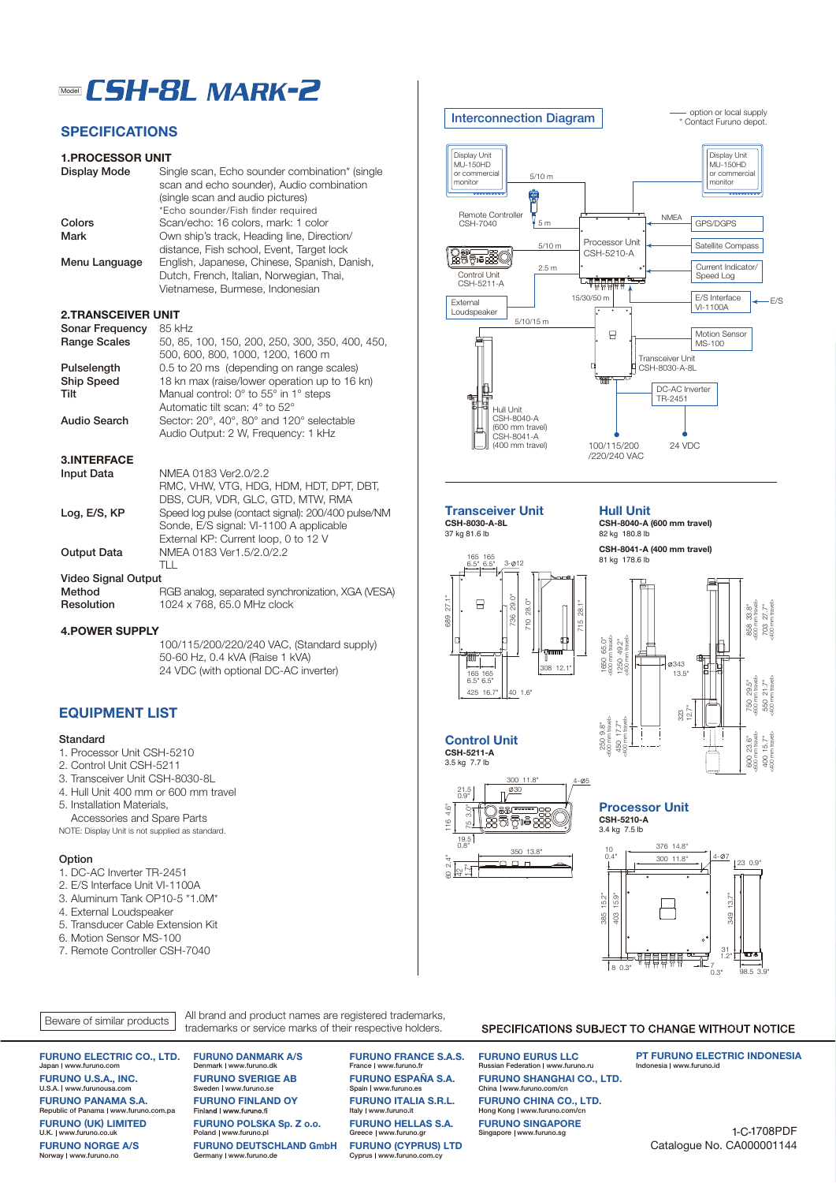Model **CSH-8L MARK-2**

## SPECIFICATIONS

### 1.PROCESSOR UNIT

| | |
|---|---|
| Display Mode | Single scan, Echo sounder combination* (single scan and echo sounder), Audio combination (single scan and audio pictures) *Echo sounder/Fish finder required |
| Colors | Scan/echo: 16 colors, mark: 1 color |
| Mark | Own ship's track, Heading line, Direction/distance, Fish school, Event, Target lock |
| Menu Language | English, Japanese, Chinese, Spanish, Danish, Dutch, French, Italian, Norwegian, Thai, Vietnamese, Burmese, Indonesian |

### 2.TRANSCEIVER UNIT

| | |
|---|---|
| Sonar Frequency | 85 kHz |
| Range Scales | 50, 85, 100, 150, 200, 250, 300, 350, 400, 450, 500, 600, 800, 1000, 1200, 1600 m |
| Pulselength | 0.5 to 20 ms (depending on range scales) |
| Ship Speed | 18 kn max (raise/lower operation up to 16 kn) |
| Tilt | Manual control: 0° to 55° in 1° steps; Automatic tilt scan: 4° to 52° |
| Audio Search | Sector: 20°, 40°, 80° and 120° selectable; Audio Output: 2 W, Frequency: 1 kHz |

### 3.INTERFACE

| | |
|---|---|
| Input Data | NMEA 0183 Ver2.0/2.2 RMC, VHW, VTG, HDG, HDM, HDT, DPT, DBT, DBS, CUR, VDR, GLC, GTD, MTW, RMA |
| Log, E/S, KP | Speed log pulse (contact signal): 200/400 pulse/NM; Sonde, E/S signal: VI-1100 A applicable; External KP: Current loop, 0 to 12 V |
| Output Data | NMEA 0183 Ver1.5/2.0/2.2 TLL |
| **Video Signal Output** | |
| Method | RGB analog, separated synchronization, XGA (VESA) |
| Resolution | 1024 x 768, 65.0 MHz clock |

### 4.POWER SUPPLY

100/115/200/220/240 VAC, (Standard supply)
50-60 Hz, 0.4 kVA (Raise 1 kVA)
24 VDC (with optional DC-AC inverter)

## EQUIPMENT LIST

**Standard**

1. Processor Unit CSH-5210
2. Control Unit CSH-5211
3. Transceiver Unit CSH-8030-8L
4. Hull Unit 400 mm or 600 mm travel
5. Installation Materials, Accessories and Spare Parts

NOTE: Display Unit is not supplied as standard.

**Option**

1. DC-AC Inverter TR-2451
2. E/S Interface Unit VI-1100A
3. Aluminum Tank OP10-5 *1.0M*
4. External Loudspeaker
5. Transducer Cable Extension Kit
6. Motion Sensor MS-100
7. Remote Controller CSH-7040

## Interconnection Diagram

—— option or local supply
\* Contact Furuno depot.

Display Unit MU-150HD or commercial monitor
Display Unit MU-150HD or commercial monitor
5/10 m
Remote Controller CSH-7040
5 m
NMEA
GPS/DGPS
Processor Unit CSH-5210-A
5/10 m
Satellite Compass
Control Unit CSH-5211-A
2.5 m
Current Indicator/ Speed Log
15/30/50 m
E/S Interface VI-1100A
E/S
External Loudspeaker
5/10/15 m
Motion Sensor MS-100
Transceiver Unit CSH-8030-A-8L
DC-AC Inverter TR-2451
Hull Unit CSH-8040-A (600 mm travel) CSH-8041-A (400 mm travel)
100/115/200/220/240 VAC
24 VDC

## Transceiver Unit

**CSH-8030-A-8L**
37 kg 81.6 lb

## Hull Unit

**CSH-8040-A (600 mm travel)**
82 kg 180.8 lb

**CSH-8041-A (400 mm travel)**
81 kg 178.6 lb

## Control Unit

**CSH-5211-A**
3.5 kg 7.7 lb

## Processor Unit

**CSH-5210-A**
3.4 kg 7.5 lb

Beware of similar products

All brand and product names are registered trademarks, trademarks or service marks of their respective holders.

SPECIFICATIONS SUBJECT TO CHANGE WITHOUT NOTICE

**FURUNO ELECTRIC CO., LTD.** Japan | www.furuno.com
**FURUNO U.S.A., INC.** U.S.A. | www.furunousa.com
**FURUNO PANAMA S.A.** Republic of Panama | www.furuno.com.pa
**FURUNO (UK) LIMITED** U.K. | www.furuno.co.uk
**FURUNO NORGE A/S** Norway | www.furuno.no
**FURUNO DANMARK A/S** Denmark | www.furuno.dk
**FURUNO SVERIGE AB** Sweden | www.furuno.se
**FURUNO FINLAND OY** Finland | www.furuno.fi
**FURUNO POLSKA Sp. Z o.o.** Poland | www.furuno.pl
**FURUNO DEUTSCHLAND GmbH** Germany | www.furuno.de
**FURUNO FRANCE S.A.S.** France | www.furuno.fr
**FURUNO ESPAÑA S.A.** Spain | www.furuno.es
**FURUNO ITALIA S.R.L.** Italy | www.furuno.it
**FURUNO HELLAS S.A.** Greece | www.furuno.gr
**FURUNO (CYPRUS) LTD** Cyprus | www.furuno.com.cy
**FURUNO EURUS LLC** Russian Federation | www.furuno.ru
**FURUNO SHANGHAI CO., LTD.** China | www.furuno.com/cn
**FURUNO CHINA CO., LTD.** Hong Kong | www.furuno.com/cn
**FURUNO SINGAPORE** Singapore | www.furuno.sg
**PT FURUNO ELECTRIC INDONESIA** Indonesia | www.furuno.id

1-C-1708PDF
Catalogue No. CA000001144